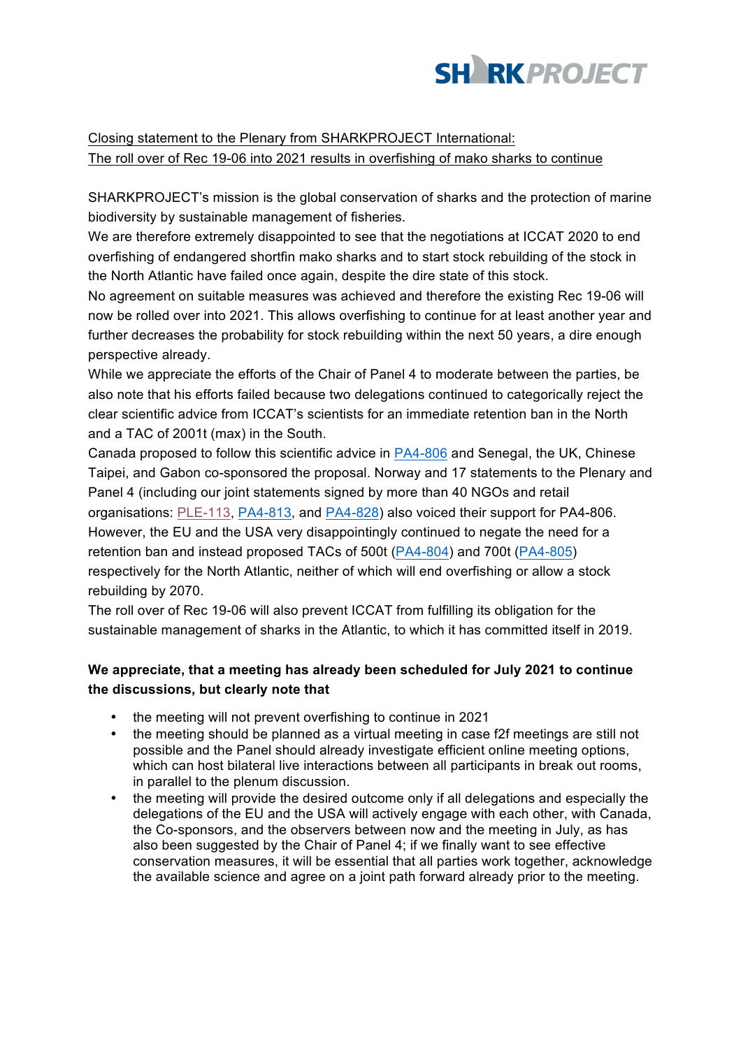Closing statement to the Plenary from SHARKPROJECT International:
The roll over of Rec 19-06 into 2021 results in overfishing of mako sharks to continue

SHARKPROJECT's mission is the global conservation of sharks and the protection of marine biodiversity by sustainable management of fisheries.
We are therefore extremely disappointed to see that the negotiations at ICCAT 2020 to end overfishing of endangered shortfin mako sharks and to start stock rebuilding of the stock in the North Atlantic have failed once again, despite the dire state of this stock.
No agreement on suitable measures was achieved and therefore the existing Rec 19-06 will now be rolled over into 2021. This allows overfishing to continue for at least another year and further decreases the probability for stock rebuilding within the next 50 years, a dire enough perspective already.
While we appreciate the efforts of the Chair of Panel 4 to moderate between the parties, be also note that his efforts failed because two delegations continued to categorically reject the clear scientific advice from ICCAT's scientists for an immediate retention ban in the North and a TAC of 2001t (max) in the South.
Canada proposed to follow this scientific advice in PA4-806 and Senegal, the UK, Chinese Taipei, and Gabon co-sponsored the proposal. Norway and 17 statements to the Plenary and Panel 4 (including our joint statements signed by more than 40 NGOs and retail organisations: PLE-113, PA4-813, and PA4-828) also voiced their support for PA4-806.
However, the EU and the USA very disappointingly continued to negate the need for a retention ban and instead proposed TACs of 500t (PA4-804) and 700t (PA4-805) respectively for the North Atlantic, neither of which will end overfishing or allow a stock rebuilding by 2070.
The roll over of Rec 19-06 will also prevent ICCAT from fulfilling its obligation for the sustainable management of sharks in the Atlantic, to which it has committed itself in 2019.

**We appreciate, that a meeting has already been scheduled for July 2021 to continue the discussions, but clearly note that**

- the meeting will not prevent overfishing to continue in 2021
- the meeting should be planned as a virtual meeting in case f2f meetings are still not possible and the Panel should already investigate efficient online meeting options, which can host bilateral live interactions between all participants in break out rooms, in parallel to the plenum discussion.
- the meeting will provide the desired outcome only if all delegations and especially the delegations of the EU and the USA will actively engage with each other, with Canada, the Co-sponsors, and the observers between now and the meeting in July, as has also been suggested by the Chair of Panel 4; if we finally want to see effective conservation measures, it will be essential that all parties work together, acknowledge the available science and agree on a joint path forward already prior to the meeting.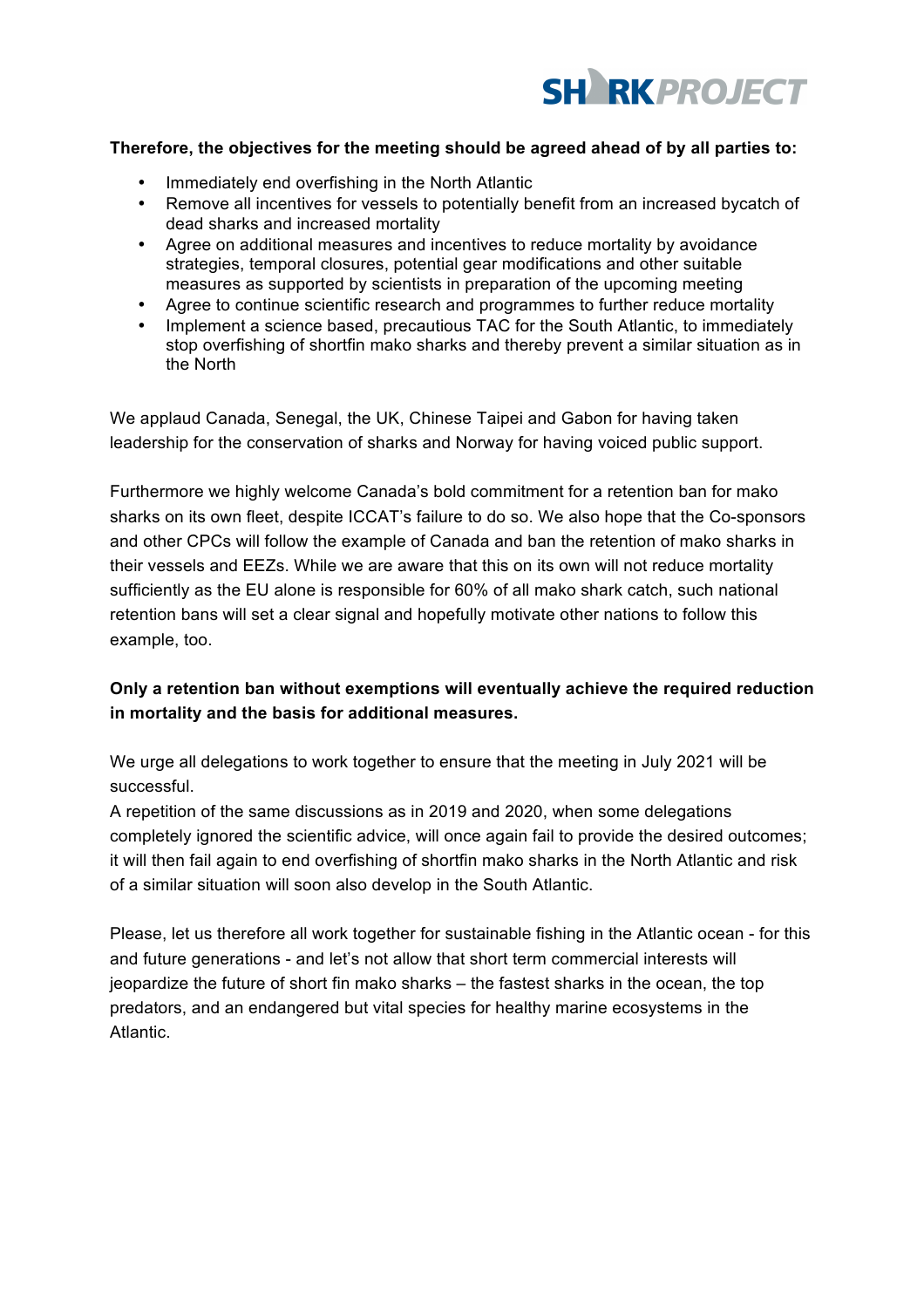**Therefore, the objectives for the meeting should be agreed ahead of by all parties to:**

- Immediately end overfishing in the North Atlantic
- Remove all incentives for vessels to potentially benefit from an increased bycatch of dead sharks and increased mortality
- Agree on additional measures and incentives to reduce mortality by avoidance strategies, temporal closures, potential gear modifications and other suitable measures as supported by scientists in preparation of the upcoming meeting
- Agree to continue scientific research and programmes to further reduce mortality
- Implement a science based, precautious TAC for the South Atlantic, to immediately stop overfishing of shortfin mako sharks and thereby prevent a similar situation as in the North

We applaud Canada, Senegal, the UK, Chinese Taipei and Gabon for having taken leadership for the conservation of sharks and Norway for having voiced public support.

Furthermore we highly welcome Canada's bold commitment for a retention ban for mako sharks on its own fleet, despite ICCAT's failure to do so. We also hope that the Co-sponsors and other CPCs will follow the example of Canada and ban the retention of mako sharks in their vessels and EEZs. While we are aware that this on its own will not reduce mortality sufficiently as the EU alone is responsible for 60% of all mako shark catch, such national retention bans will set a clear signal and hopefully motivate other nations to follow this example, too.

**Only a retention ban without exemptions will eventually achieve the required reduction in mortality and the basis for additional measures.**

We urge all delegations to work together to ensure that the meeting in July 2021 will be successful.
A repetition of the same discussions as in 2019 and 2020, when some delegations completely ignored the scientific advice, will once again fail to provide the desired outcomes; it will then fail again to end overfishing of shortfin mako sharks in the North Atlantic and risk of a similar situation will soon also develop in the South Atlantic.

Please, let us therefore all work together for sustainable fishing in the Atlantic ocean - for this and future generations - and let's not allow that short term commercial interests will jeopardize the future of short fin mako sharks – the fastest sharks in the ocean, the top predators, and an endangered but vital species for healthy marine ecosystems in the Atlantic.